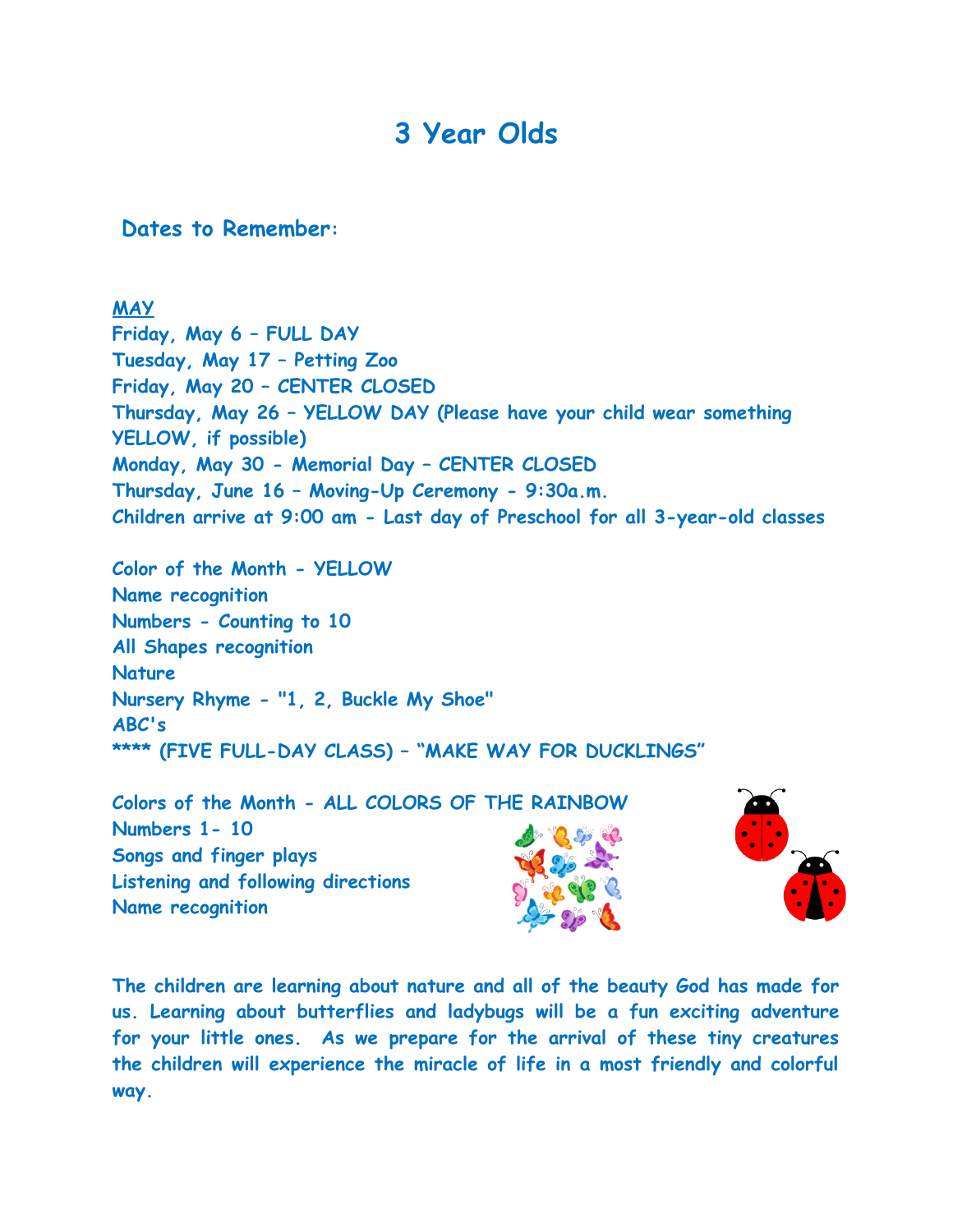# 3 Year Olds

## Dates to Remember:

**MAY**

**Friday, May 6 – FULL DAY**
**Tuesday, May 17 – Petting Zoo**
**Friday, May 20 – CENTER CLOSED**
**Thursday, May 26 – YELLOW DAY (Please have your child wear something YELLOW, if possible)**
**Monday, May 30 - Memorial Day – CENTER CLOSED**
**Thursday, June 16 – Moving-Up Ceremony - 9:30a.m.**
**Children arrive at 9:00 am - Last day of Preschool for all 3-year-old classes**

**Color of the Month - YELLOW**
**Name recognition**
**Numbers - Counting to 10**
**All Shapes recognition**
**Nature**
**Nursery Rhyme - "1, 2, Buckle My Shoe"**
**ABC's**
**\*\*\*\* (FIVE FULL-DAY CLASS) – "MAKE WAY FOR DUCKLINGS"**

**Colors of the Month - ALL COLORS OF THE RAINBOW**
**Numbers 1- 10**
**Songs and finger plays**
**Listening and following directions**
**Name recognition**

**The children are learning about nature and all of the beauty God has made for us. Learning about butterflies and ladybugs will be a fun exciting adventure for your little ones. As we prepare for the arrival of these tiny creatures the children will experience the miracle of life in a most friendly and colorful way.**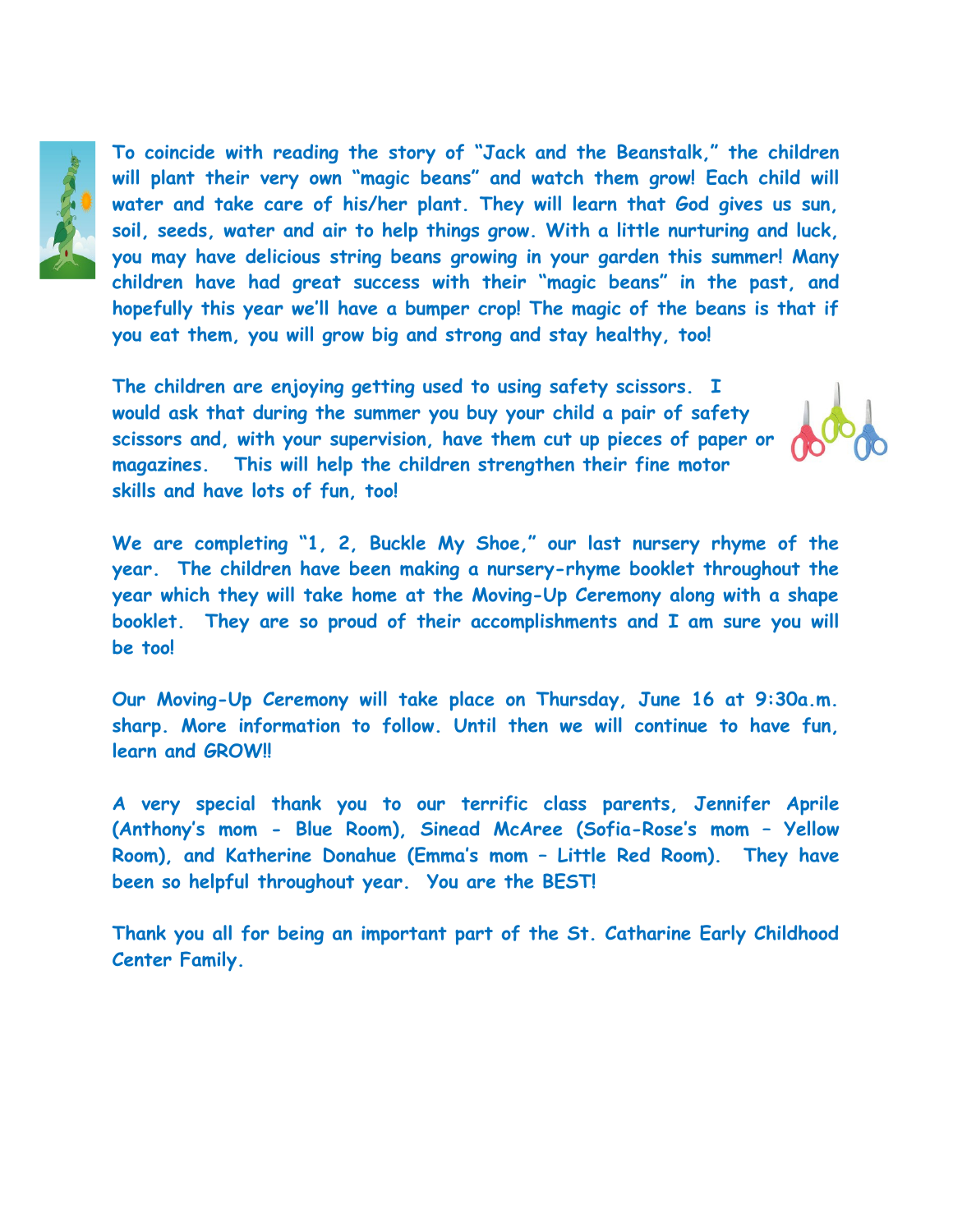**To coincide with reading the story of "Jack and the Beanstalk," the children will plant their very own "magic beans" and watch them grow! Each child will water and take care of his/her plant. They will learn that God gives us sun, soil, seeds, water and air to help things grow. With a little nurturing and luck, you may have delicious string beans growing in your garden this summer! Many children have had great success with their "magic beans" in the past, and hopefully this year we'll have a bumper crop! The magic of the beans is that if you eat them, you will grow big and strong and stay healthy, too!**

**The children are enjoying getting used to using safety scissors. I would ask that during the summer you buy your child a pair of safety scissors and, with your supervision, have them cut up pieces of paper or magazines. This will help the children strengthen their fine motor skills and have lots of fun, too!**

**We are completing "1, 2, Buckle My Shoe," our last nursery rhyme of the year. The children have been making a nursery-rhyme booklet throughout the year which they will take home at the Moving-Up Ceremony along with a shape booklet. They are so proud of their accomplishments and I am sure you will be too!**

**Our Moving-Up Ceremony will take place on Thursday, June 16 at 9:30a.m. sharp. More information to follow. Until then we will continue to have fun, learn and GROW!!**

**A very special thank you to our terrific class parents, Jennifer Aprile (Anthony's mom - Blue Room), Sinead McAree (Sofia-Rose's mom – Yellow Room), and Katherine Donahue (Emma's mom – Little Red Room). They have been so helpful throughout year. You are the BEST!**

**Thank you all for being an important part of the St. Catharine Early Childhood Center Family.**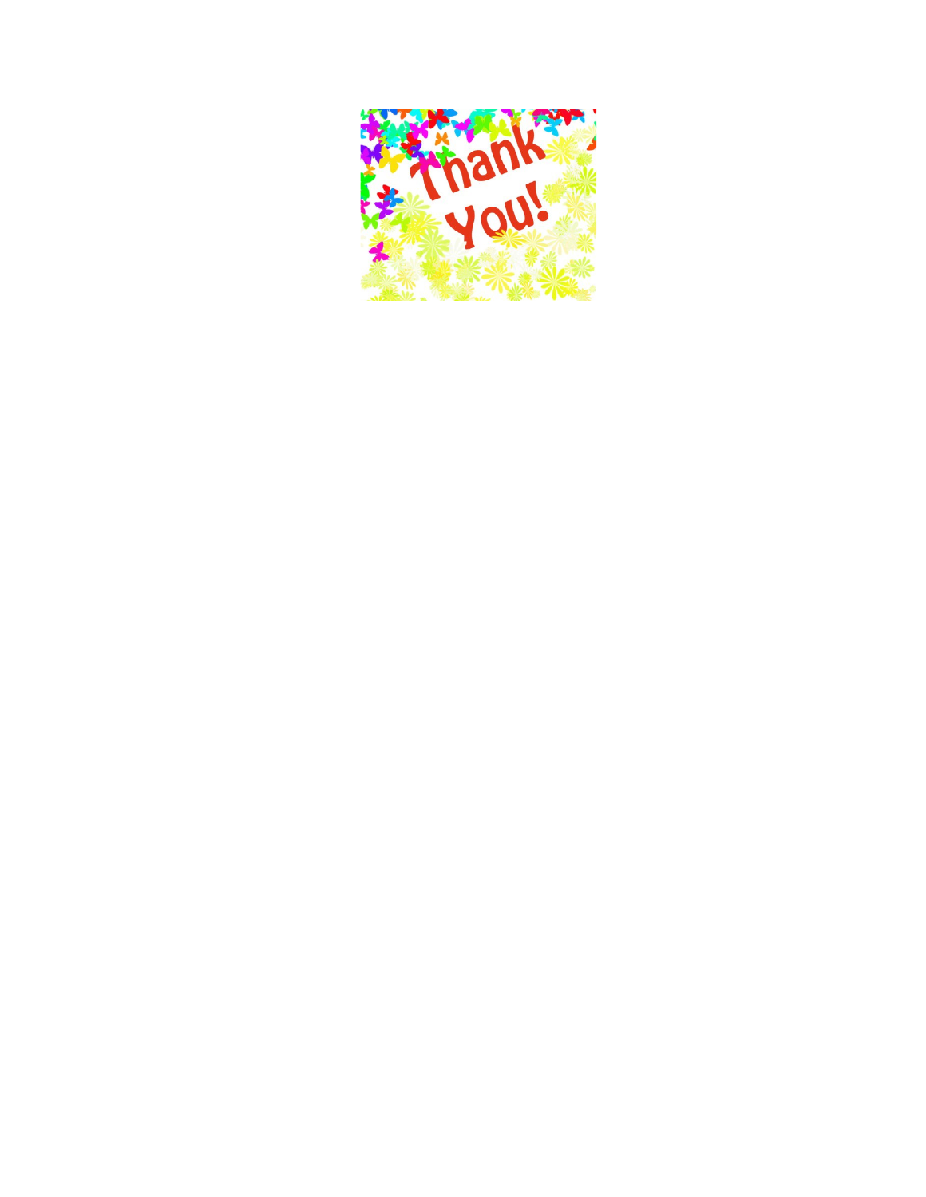Thank You!